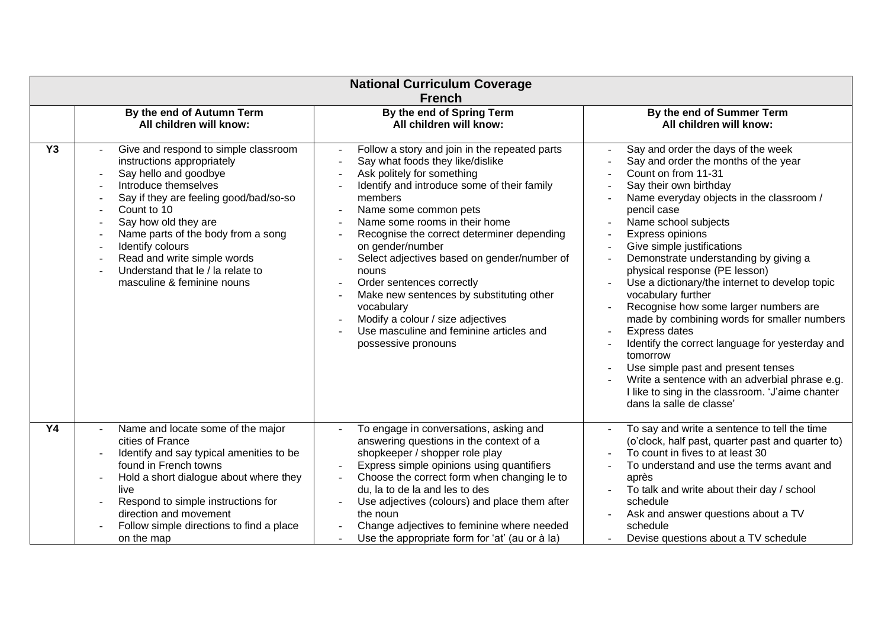| National Curriculum Coverage French | | | |
|---|---|---|---|
| | **By the end of Autumn Term All children will know:** | **By the end of Spring Term All children will know:** | **By the end of Summer Term All children will know:** |
| **Y3** | - Give and respond to simple classroom instructions appropriately<br>- Say hello and goodbye<br>- Introduce themselves<br>- Say if they are feeling good/bad/so-so<br>- Count to 10<br>- Say how old they are<br>- Name parts of the body from a song<br>- Identify colours<br>- Read and write simple words<br>- Understand that le / la relate to masculine & feminine nouns | - Follow a story and join in the repeated parts<br>- Say what foods they like/dislike<br>- Ask politely for something<br>- Identify and introduce some of their family members<br>- Name some common pets<br>- Name some rooms in their home<br>- Recognise the correct determiner depending on gender/number<br>- Select adjectives based on gender/number of nouns<br>- Order sentences correctly<br>- Make new sentences by substituting other vocabulary<br>- Modify a colour / size adjectives<br>- Use masculine and feminine articles and possessive pronouns | - Say and order the days of the week<br>- Say and order the months of the year<br>- Count on from 11-31<br>- Say their own birthday<br>- Name everyday objects in the classroom / pencil case<br>- Name school subjects<br>- Express opinions<br>- Give simple justifications<br>- Demonstrate understanding by giving a physical response (PE lesson)<br>- Use a dictionary/the internet to develop topic vocabulary further<br>- Recognise how some larger numbers are made by combining words for smaller numbers<br>- Express dates<br>- Identify the correct language for yesterday and tomorrow<br>- Use simple past and present tenses<br>- Write a sentence with an adverbial phrase e.g. I like to sing in the classroom. 'J'aime chanter dans la salle de classe' |
| **Y4** | - Name and locate some of the major cities of France<br>- Identify and say typical amenities to be found in French towns<br>- Hold a short dialogue about where they live<br>- Respond to simple instructions for direction and movement<br>- Follow simple directions to find a place on the map | - To engage in conversations, asking and answering questions in the context of a shopkeeper / shopper role play<br>- Express simple opinions using quantifiers<br>- Choose the correct form when changing le to du, la to de la and les to des<br>- Use adjectives (colours) and place them after the noun<br>- Change adjectives to feminine where needed<br>- Use the appropriate form for 'at' (au or à la) | - To say and write a sentence to tell the time (o'clock, half past, quarter past and quarter to)<br>- To count in fives to at least 30<br>- To understand and use the terms avant and après<br>- To talk and write about their day / school schedule<br>- Ask and answer questions about a TV schedule<br>- Devise questions about a TV schedule |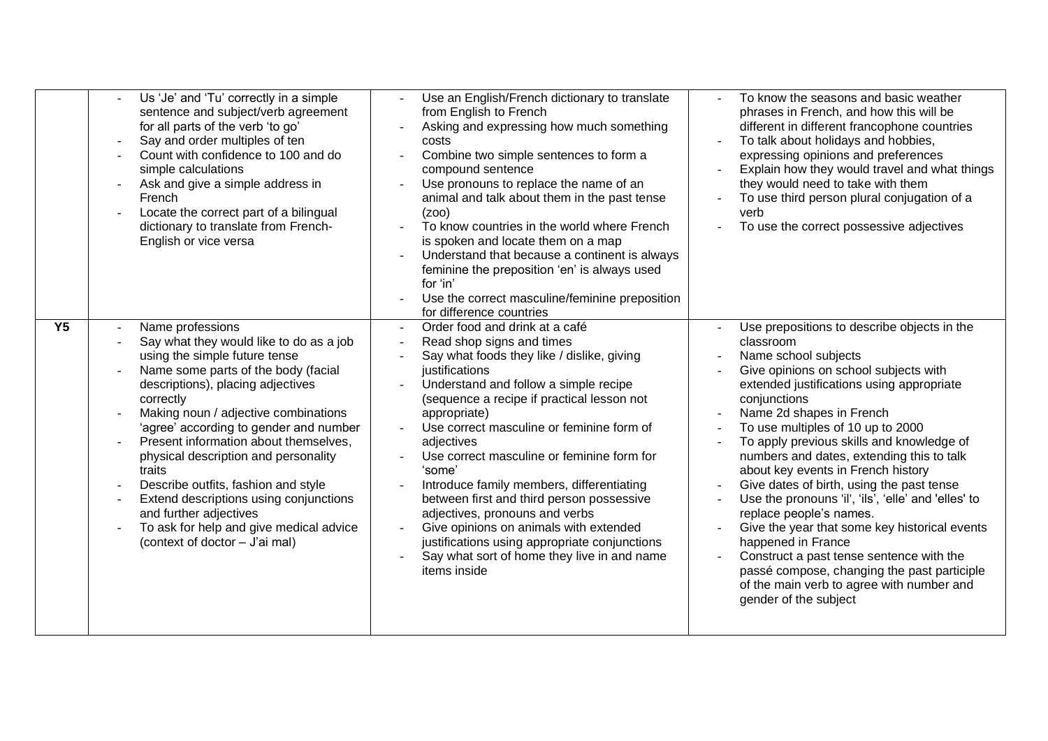| | | | |
|---|---|---|---|
| | - Us 'Je' and 'Tu' correctly in a simple sentence and subject/verb agreement for all parts of the verb 'to go'<br>- Say and order multiples of ten<br>- Count with confidence to 100 and do simple calculations<br>- Ask and give a simple address in French<br>- Locate the correct part of a bilingual dictionary to translate from French-English or vice versa | - Use an English/French dictionary to translate from English to French<br>- Asking and expressing how much something costs<br>- Combine two simple sentences to form a compound sentence<br>- Use pronouns to replace the name of an animal and talk about them in the past tense (zoo)<br>- To know countries in the world where French is spoken and locate them on a map<br>- Understand that because a continent is always feminine the preposition 'en' is always used for 'in'<br>- Use the correct masculine/feminine preposition for difference countries | - To know the seasons and basic weather phrases in French, and how this will be different in different francophone countries<br>- To talk about holidays and hobbies, expressing opinions and preferences<br>- Explain how they would travel and what things they would need to take with them<br>- To use third person plural conjugation of a verb<br>- To use the correct possessive adjectives |
| **Y5** | - Name professions<br>- Say what they would like to do as a job using the simple future tense<br>- Name some parts of the body (facial descriptions), placing adjectives correctly<br>- Making noun / adjective combinations 'agree' according to gender and number<br>- Present information about themselves, physical description and personality traits<br>- Describe outfits, fashion and style<br>- Extend descriptions using conjunctions and further adjectives<br>- To ask for help and give medical advice (context of doctor – J'ai mal) | - Order food and drink at a café<br>- Read shop signs and times<br>- Say what foods they like / dislike, giving justifications<br>- Understand and follow a simple recipe (sequence a recipe if practical lesson not appropriate)<br>- Use correct masculine or feminine form of adjectives<br>- Use correct masculine or feminine form for 'some'<br>- Introduce family members, differentiating between first and third person possessive adjectives, pronouns and verbs<br>- Give opinions on animals with extended justifications using appropriate conjunctions<br>- Say what sort of home they live in and name items inside | - Use prepositions to describe objects in the classroom<br>- Name school subjects<br>- Give opinions on school subjects with extended justifications using appropriate conjunctions<br>- Name 2d shapes in French<br>- To use multiples of 10 up to 2000<br>- To apply previous skills and knowledge of numbers and dates, extending this to talk about key events in French history<br>- Give dates of birth, using the past tense<br>- Use the pronouns 'il', 'ils', 'elle' and 'elles' to replace people's names.<br>- Give the year that some key historical events happened in France<br>- Construct a past tense sentence with the passé compose, changing the past participle of the main verb to agree with number and gender of the subject |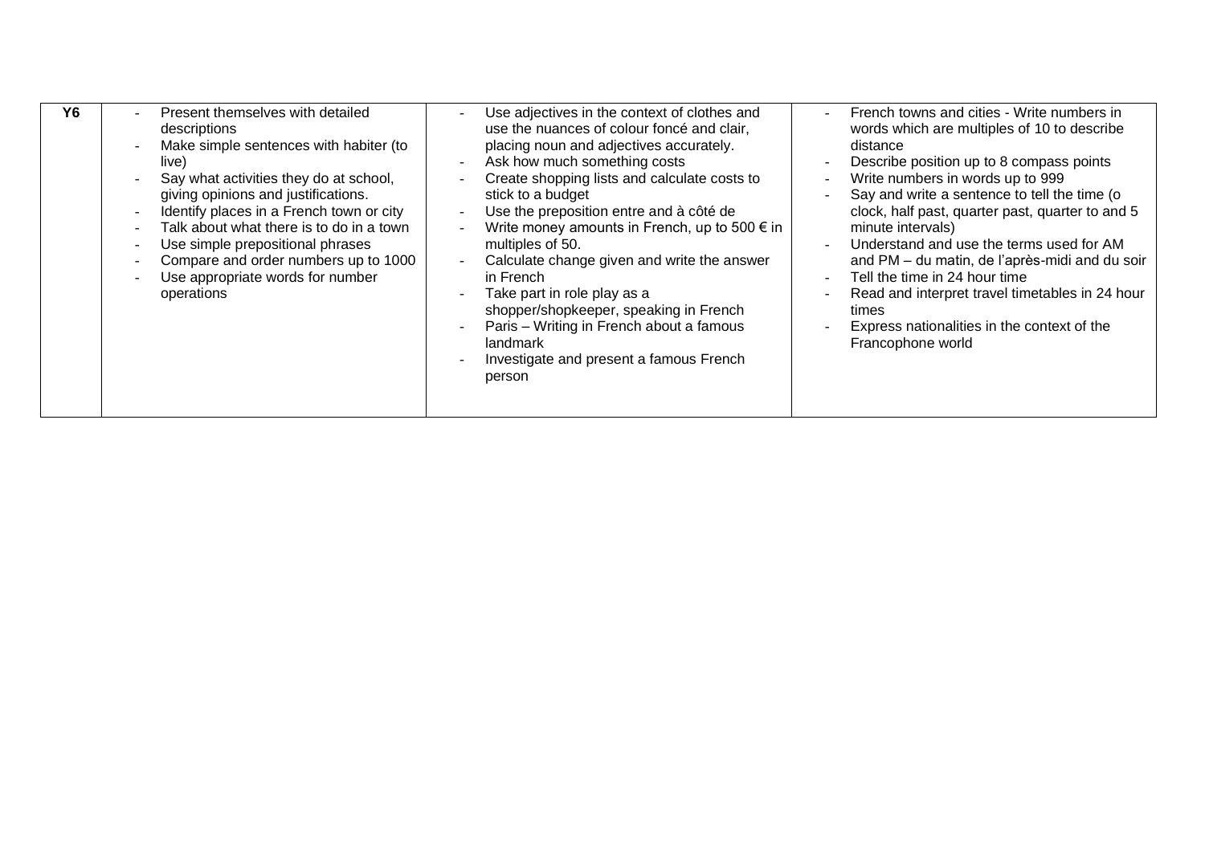| | | | |
|---|---|---|---|
| **Y6** | - Present themselves with detailed descriptions<br>- Make simple sentences with habiter (to live)<br>- Say what activities they do at school, giving opinions and justifications.<br>- Identify places in a French town or city<br>- Talk about what there is to do in a town<br>- Use simple prepositional phrases<br>- Compare and order numbers up to 1000<br>- Use appropriate words for number operations | - Use adjectives in the context of clothes and use the nuances of colour foncé and clair, placing noun and adjectives accurately.<br>- Ask how much something costs<br>- Create shopping lists and calculate costs to stick to a budget<br>- Use the preposition entre and à côté de<br>- Write money amounts in French, up to 500 € in multiples of 50.<br>- Calculate change given and write the answer in French<br>- Take part in role play as a shopper/shopkeeper, speaking in French<br>- Paris – Writing in French about a famous landmark<br>- Investigate and present a famous French person | - French towns and cities - Write numbers in words which are multiples of 10 to describe distance<br>- Describe position up to 8 compass points<br>- Write numbers in words up to 999<br>- Say and write a sentence to tell the time (o clock, half past, quarter past, quarter to and 5 minute intervals)<br>- Understand and use the terms used for AM and PM – du matin, de l'après-midi and du soir<br>- Tell the time in 24 hour time<br>- Read and interpret travel timetables in 24 hour times<br>- Express nationalities in the context of the Francophone world |